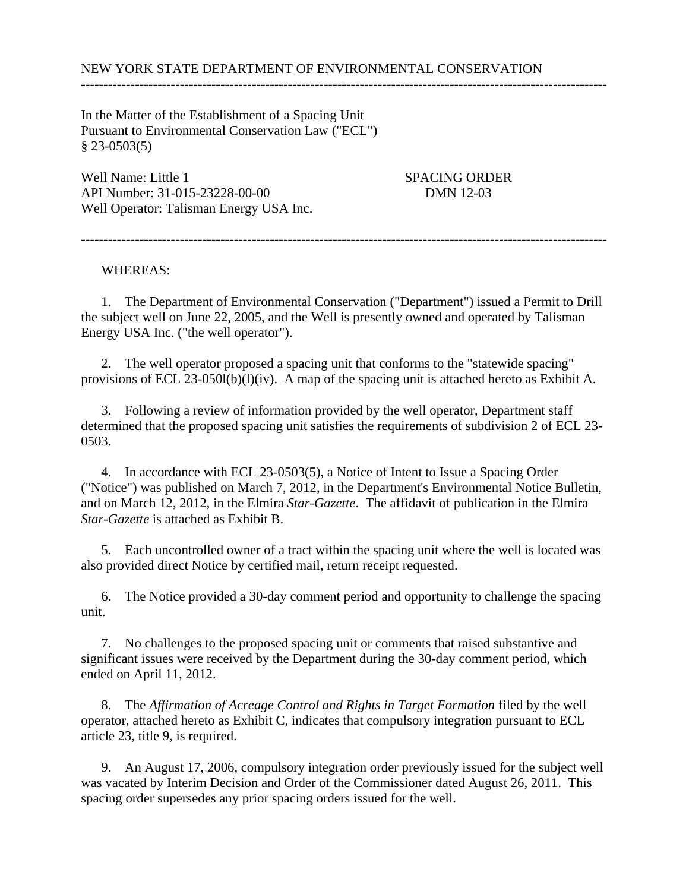NEW YORK STATE DEPARTMENT OF ENVIRONMENTAL CONSERVATION

---

In the Matter of the Establishment of a Spacing Unit Pursuant to Environmental Conservation Law ("ECL") § 23-0503(5)

Well Name: Little 1
API Number: 31-015-23228-00-00
Well Operator: Talisman Energy USA Inc.

SPACING ORDER
DMN 12-03

---

WHEREAS:

1. The Department of Environmental Conservation ("Department") issued a Permit to Drill the subject well on June 22, 2005, and the Well is presently owned and operated by Talisman Energy USA Inc. ("the well operator").

2. The well operator proposed a spacing unit that conforms to the "statewide spacing" provisions of ECL 23-050l(b)(l)(iv). A map of the spacing unit is attached hereto as Exhibit A.

3. Following a review of information provided by the well operator, Department staff determined that the proposed spacing unit satisfies the requirements of subdivision 2 of ECL 23-0503.

4. In accordance with ECL 23-0503(5), a Notice of Intent to Issue a Spacing Order ("Notice") was published on March 7, 2012, in the Department's Environmental Notice Bulletin, and on March 12, 2012, in the Elmira *Star-Gazette*. The affidavit of publication in the Elmira *Star-Gazette* is attached as Exhibit B.

5. Each uncontrolled owner of a tract within the spacing unit where the well is located was also provided direct Notice by certified mail, return receipt requested.

6. The Notice provided a 30-day comment period and opportunity to challenge the spacing unit.

7. No challenges to the proposed spacing unit or comments that raised substantive and significant issues were received by the Department during the 30-day comment period, which ended on April 11, 2012.

8. The *Affirmation of Acreage Control and Rights in Target Formation* filed by the well operator, attached hereto as Exhibit C, indicates that compulsory integration pursuant to ECL article 23, title 9, is required.

9. An August 17, 2006, compulsory integration order previously issued for the subject well was vacated by Interim Decision and Order of the Commissioner dated August 26, 2011. This spacing order supersedes any prior spacing orders issued for the well.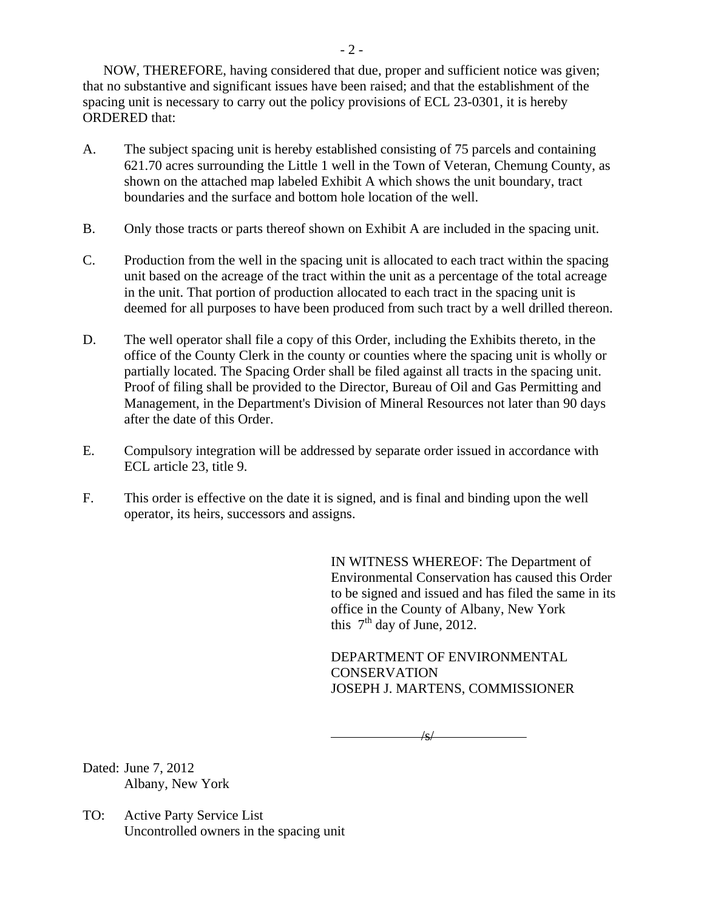NOW, THEREFORE, having considered that due, proper and sufficient notice was given; that no substantive and significant issues have been raised; and that the establishment of the spacing unit is necessary to carry out the policy provisions of ECL 23-0301, it is hereby ORDERED that:

A. The subject spacing unit is hereby established consisting of 75 parcels and containing 621.70 acres surrounding the Little 1 well in the Town of Veteran, Chemung County, as shown on the attached map labeled Exhibit A which shows the unit boundary, tract boundaries and the surface and bottom hole location of the well.

B. Only those tracts or parts thereof shown on Exhibit A are included in the spacing unit.

C. Production from the well in the spacing unit is allocated to each tract within the spacing unit based on the acreage of the tract within the unit as a percentage of the total acreage in the unit. That portion of production allocated to each tract in the spacing unit is deemed for all purposes to have been produced from such tract by a well drilled thereon.

D. The well operator shall file a copy of this Order, including the Exhibits thereto, in the office of the County Clerk in the county or counties where the spacing unit is wholly or partially located. The Spacing Order shall be filed against all tracts in the spacing unit. Proof of filing shall be provided to the Director, Bureau of Oil and Gas Permitting and Management, in the Department's Division of Mineral Resources not later than 90 days after the date of this Order.

E. Compulsory integration will be addressed by separate order issued in accordance with ECL article 23, title 9.

F. This order is effective on the date it is signed, and is final and binding upon the well operator, its heirs, successors and assigns.

IN WITNESS WHEREOF: The Department of Environmental Conservation has caused this Order to be signed and issued and has filed the same in its office in the County of Albany, New York this 7th day of June, 2012.

DEPARTMENT OF ENVIRONMENTAL CONSERVATION
JOSEPH J. MARTENS, COMMISSIONER

/s/

Dated: June 7, 2012
Albany, New York

TO: Active Party Service List
Uncontrolled owners in the spacing unit